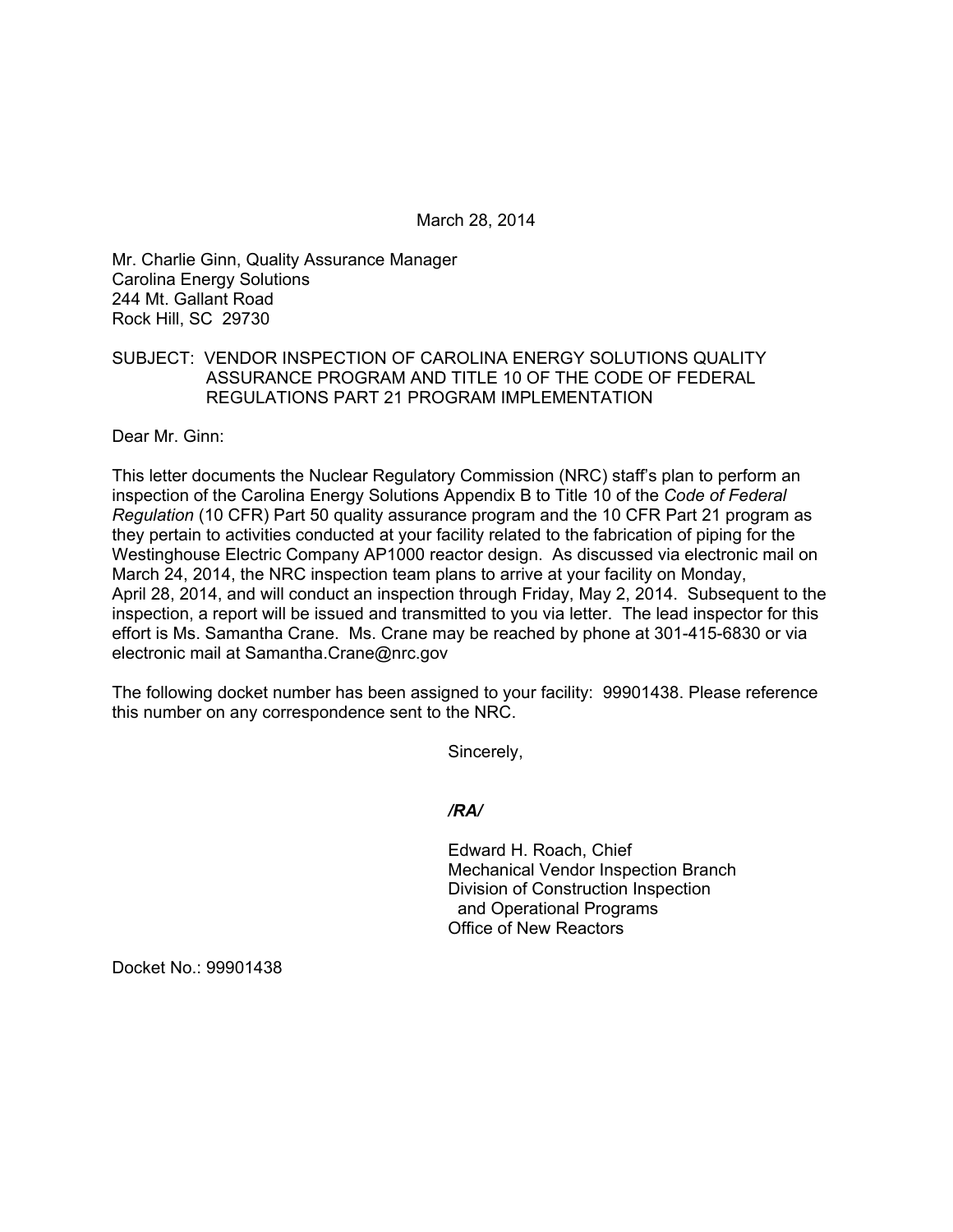March 28, 2014

Mr. Charlie Ginn, Quality Assurance Manager
Carolina Energy Solutions
244 Mt. Gallant Road
Rock Hill, SC 29730

SUBJECT: VENDOR INSPECTION OF CAROLINA ENERGY SOLUTIONS QUALITY ASSURANCE PROGRAM AND TITLE 10 OF THE CODE OF FEDERAL REGULATIONS PART 21 PROGRAM IMPLEMENTATION

Dear Mr. Ginn:

This letter documents the Nuclear Regulatory Commission (NRC) staff's plan to perform an inspection of the Carolina Energy Solutions Appendix B to Title 10 of the *Code of Federal Regulation* (10 CFR) Part 50 quality assurance program and the 10 CFR Part 21 program as they pertain to activities conducted at your facility related to the fabrication of piping for the Westinghouse Electric Company AP1000 reactor design. As discussed via electronic mail on March 24, 2014, the NRC inspection team plans to arrive at your facility on Monday, April 28, 2014, and will conduct an inspection through Friday, May 2, 2014. Subsequent to the inspection, a report will be issued and transmitted to you via letter. The lead inspector for this effort is Ms. Samantha Crane. Ms. Crane may be reached by phone at 301-415-6830 or via electronic mail at Samantha.Crane@nrc.gov

The following docket number has been assigned to your facility: 99901438. Please reference this number on any correspondence sent to the NRC.

Sincerely,

*/RA/*

Edward H. Roach, Chief
Mechanical Vendor Inspection Branch
Division of Construction Inspection
and Operational Programs
Office of New Reactors

Docket No.: 99901438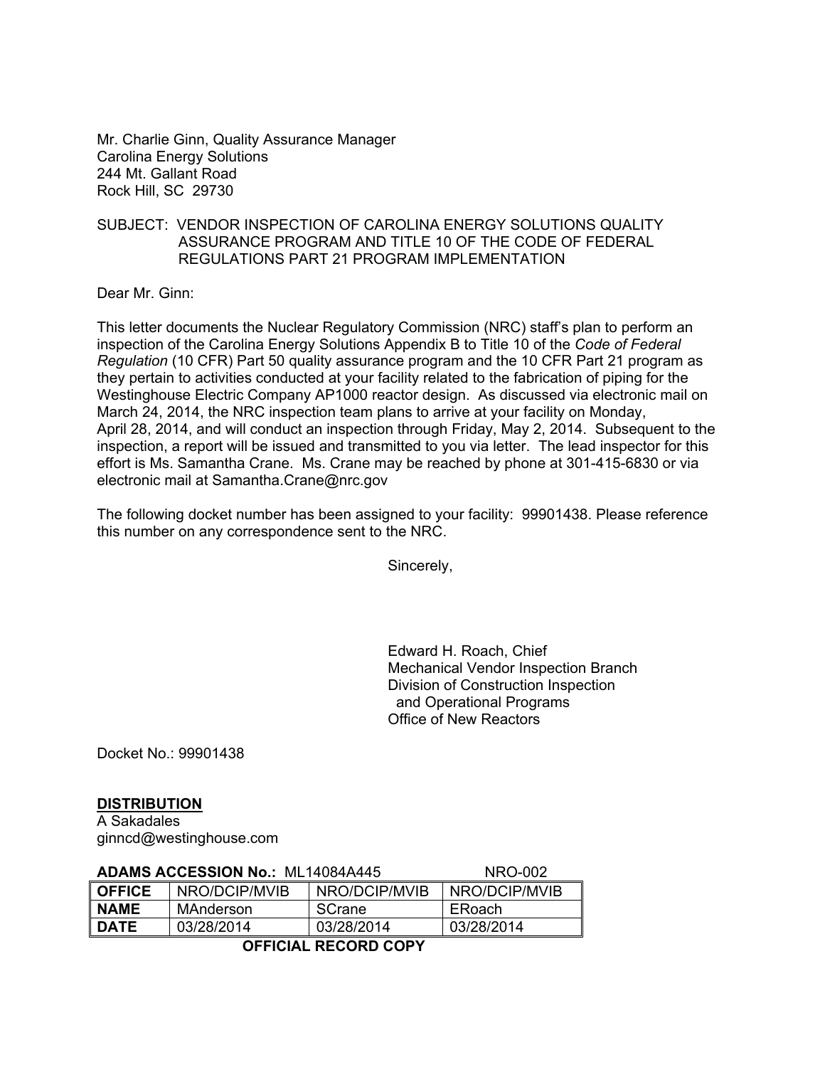Mr. Charlie Ginn, Quality Assurance Manager
Carolina Energy Solutions
244 Mt. Gallant Road
Rock Hill, SC 29730

SUBJECT: VENDOR INSPECTION OF CAROLINA ENERGY SOLUTIONS QUALITY ASSURANCE PROGRAM AND TITLE 10 OF THE CODE OF FEDERAL REGULATIONS PART 21 PROGRAM IMPLEMENTATION

Dear Mr. Ginn:

This letter documents the Nuclear Regulatory Commission (NRC) staff's plan to perform an inspection of the Carolina Energy Solutions Appendix B to Title 10 of the *Code of Federal Regulation* (10 CFR) Part 50 quality assurance program and the 10 CFR Part 21 program as they pertain to activities conducted at your facility related to the fabrication of piping for the Westinghouse Electric Company AP1000 reactor design. As discussed via electronic mail on March 24, 2014, the NRC inspection team plans to arrive at your facility on Monday, April 28, 2014, and will conduct an inspection through Friday, May 2, 2014. Subsequent to the inspection, a report will be issued and transmitted to you via letter. The lead inspector for this effort is Ms. Samantha Crane. Ms. Crane may be reached by phone at 301-415-6830 or via electronic mail at Samantha.Crane@nrc.gov

The following docket number has been assigned to your facility: 99901438. Please reference this number on any correspondence sent to the NRC.

Sincerely,

Edward H. Roach, Chief
Mechanical Vendor Inspection Branch
Division of Construction Inspection
and Operational Programs
Office of New Reactors

Docket No.: 99901438

**DISTRIBUTION**
A Sakadales
ginncd@westinghouse.com

**ADAMS ACCESSION No.:** ML14084A445 NRO-002

| | | | |
|---|---|---|---|
| **OFFICE** | NRO/DCIP/MVIB | NRO/DCIP/MVIB | NRO/DCIP/MVIB |
| **NAME** | MAnderson | SCrane | ERoach |
| **DATE** | 03/28/2014 | 03/28/2014 | 03/28/2014 |

**OFFICIAL RECORD COPY**